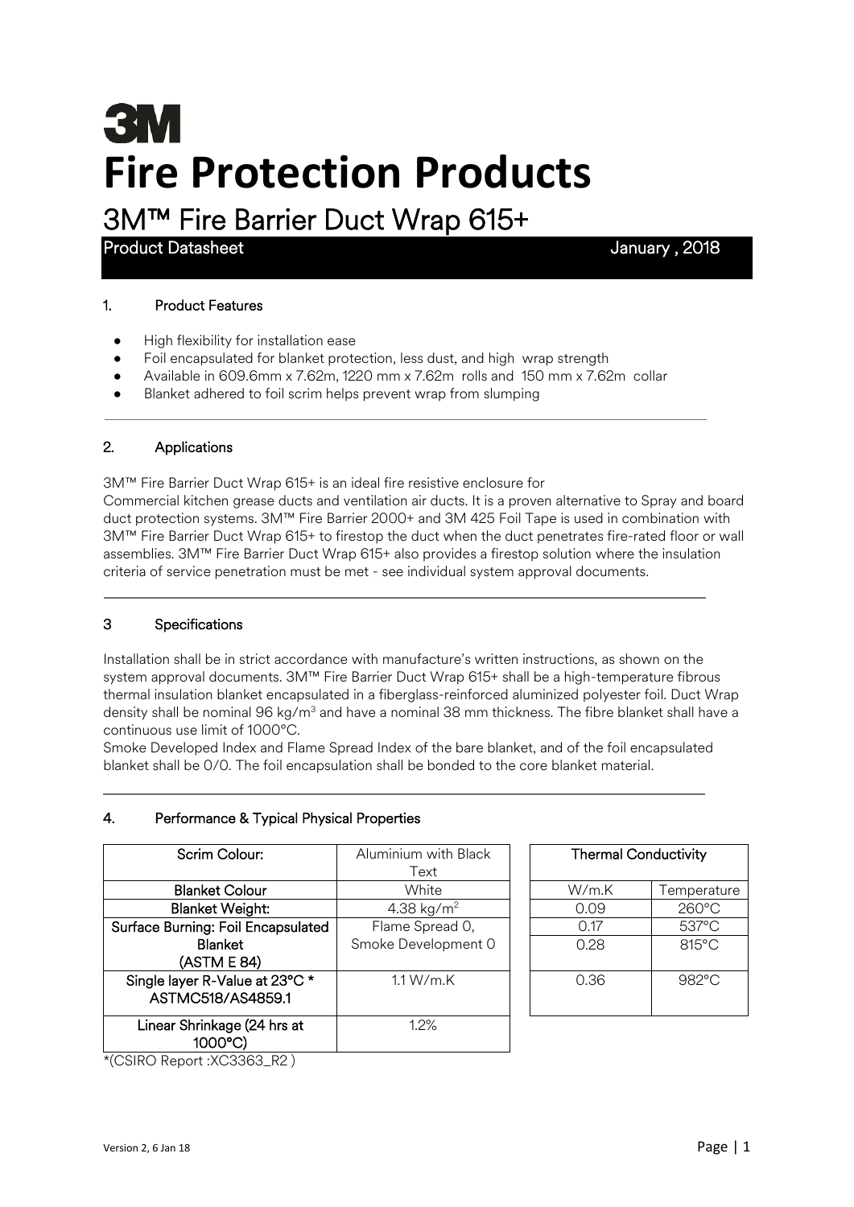# 3M

# Fire Protection Products

## 3M™ Fire Barrier Duct Wrap 615+

**Product Datasheet** January , 2018

### 1. Product Features

- High flexibility for installation ease
- Foil encapsulated for blanket protection, less dust, and high wrap strength
- Available in 609.6mm x 7.62m, 1220 mm x 7.62m rolls and 150 mm x 7.62m collar
- Blanket adhered to foil scrim helps prevent wrap from slumping

### 2. Applications

3M™ Fire Barrier Duct Wrap 615+ is an ideal fire resistive enclosure for Commercial kitchen grease ducts and ventilation air ducts. It is a proven alternative to Spray and board duct protection systems. 3M™ Fire Barrier 2000+ and 3M 425 Foil Tape is used in combination with 3M™ Fire Barrier Duct Wrap 615+ to firestop the duct when the duct penetrates fire-rated floor or wall assemblies. 3M™ Fire Barrier Duct Wrap 615+ also provides a firestop solution where the insulation criteria of service penetration must be met - see individual system approval documents.

### 3 Specifications

Installation shall be in strict accordance with manufacture's written instructions, as shown on the system approval documents. 3M™ Fire Barrier Duct Wrap 615+ shall be a high-temperature fibrous thermal insulation blanket encapsulated in a fiberglass-reinforced aluminized polyester foil. Duct Wrap density shall be nominal 96 kg/m$^3$ and have a nominal 38 mm thickness. The fibre blanket shall have a continuous use limit of 1000°C.

Smoke Developed Index and Flame Spread Index of the bare blanket, and of the foil encapsulated blanket shall be 0/0. The foil encapsulation shall be bonded to the core blanket material.

### 4. Performance & Typical Physical Properties

| | |
|---|---|
| **Scrim Colour:** | Aluminium with Black Text |
| **Blanket Colour** | White |
| **Blanket Weight:** | 4.38 kg/m$^2$ |
| **Surface Burning: Foil Encapsulated Blanket (ASTM E 84)** | Flame Spread 0, Smoke Development 0 |
| **Single layer R-Value at 23°C * ASTMC518/AS4859.1** | 1.1 W/m.K |
| **Linear Shrinkage (24 hrs at 1000°C)** | 1.2% |

*(CSIRO Report :XC3363_R2 )

| **Thermal Conductivity** | |
|---|---|
| W/m.K | Temperature |
| 0.09 | 260°C |
| 0.17 | 537°C |
| 0.28 | 815°C |
| 0.36 | 982°C |

Version 2, 6 Jan 18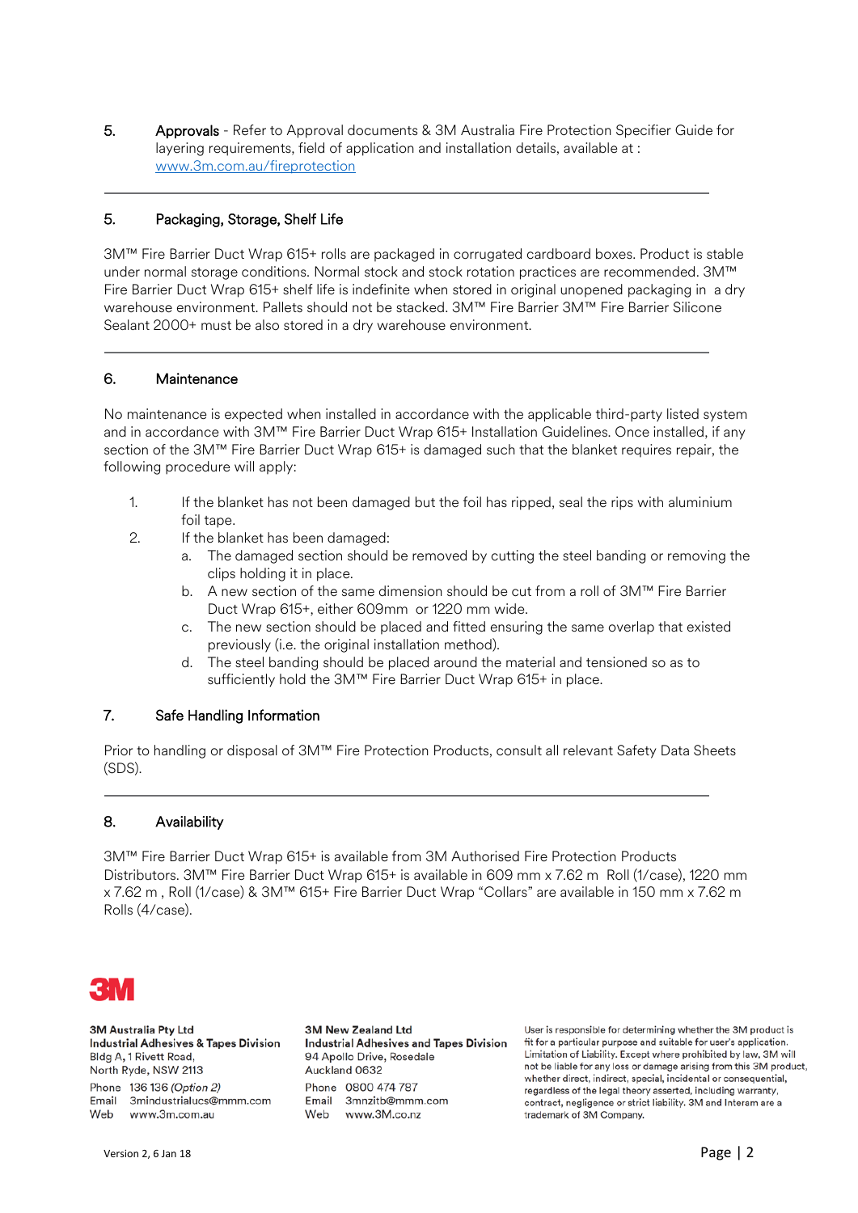5. **Approvals** - Refer to Approval documents & 3M Australia Fire Protection Specifier Guide for layering requirements, field of application and installation details, available at : [www.3m.com.au/fireprotection](www.3m.com.au/fireprotection)

---

## 5. Packaging, Storage, Shelf Life

3M™ Fire Barrier Duct Wrap 615+ rolls are packaged in corrugated cardboard boxes. Product is stable under normal storage conditions. Normal stock and stock rotation practices are recommended. 3M™ Fire Barrier Duct Wrap 615+ shelf life is indefinite when stored in original unopened packaging in a dry warehouse environment. Pallets should not be stacked. 3M™ Fire Barrier 3M™ Fire Barrier Silicone Sealant 2000+ must be also stored in a dry warehouse environment.

---

## 6. Maintenance

No maintenance is expected when installed in accordance with the applicable third-party listed system and in accordance with 3M™ Fire Barrier Duct Wrap 615+ Installation Guidelines. Once installed, if any section of the 3M™ Fire Barrier Duct Wrap 615+ is damaged such that the blanket requires repair, the following procedure will apply:

1. If the blanket has not been damaged but the foil has ripped, seal the rips with aluminium foil tape.
2. If the blanket has been damaged:
   a. The damaged section should be removed by cutting the steel banding or removing the clips holding it in place.
   b. A new section of the same dimension should be cut from a roll of 3M™ Fire Barrier Duct Wrap 615+, either 609mm or 1220 mm wide.
   c. The new section should be placed and fitted ensuring the same overlap that existed previously (i.e. the original installation method).
   d. The steel banding should be placed around the material and tensioned so as to sufficiently hold the 3M™ Fire Barrier Duct Wrap 615+ in place.

## 7. Safe Handling Information

Prior to handling or disposal of 3M™ Fire Protection Products, consult all relevant Safety Data Sheets (SDS).

---

## 8. Availability

3M™ Fire Barrier Duct Wrap 615+ is available from 3M Authorised Fire Protection Products Distributors. 3M™ Fire Barrier Duct Wrap 615+ is available in 609 mm x 7.62 m Roll (1/case), 1220 mm x 7.62 m , Roll (1/case) & 3M™ 615+ Fire Barrier Duct Wrap "Collars" are available in 150 mm x 7.62 m Rolls (4/case).

3M

**3M Australia Pty Ltd**
**Industrial Adhesives & Tapes Division**
Bldg A, 1 Rivett Road,
North Ryde, NSW 2113
Phone 136 136 *(Option 2)*
Email 3mindustrialucs@mmm.com
Web www.3m.com.au

**3M New Zealand Ltd**
**Industrial Adhesives and Tapes Division**
94 Apollo Drive, Rosedale
Auckland 0632
Phone 0800 474 787
Email 3mnzitb@mmm.com
Web www.3M.co.nz

User is responsible for determining whether the 3M product is fit for a particular purpose and suitable for user's application. Limitation of Liability. Except where prohibited by law, 3M will not be liable for any loss or damage arising from this 3M product, whether direct, indirect, special, incidental or consequential, regardless of the legal theory asserted, including warranty, contract, negligence or strict liability. 3M and Interam are a trademark of 3M Company.

Version 2, 6 Jan 18